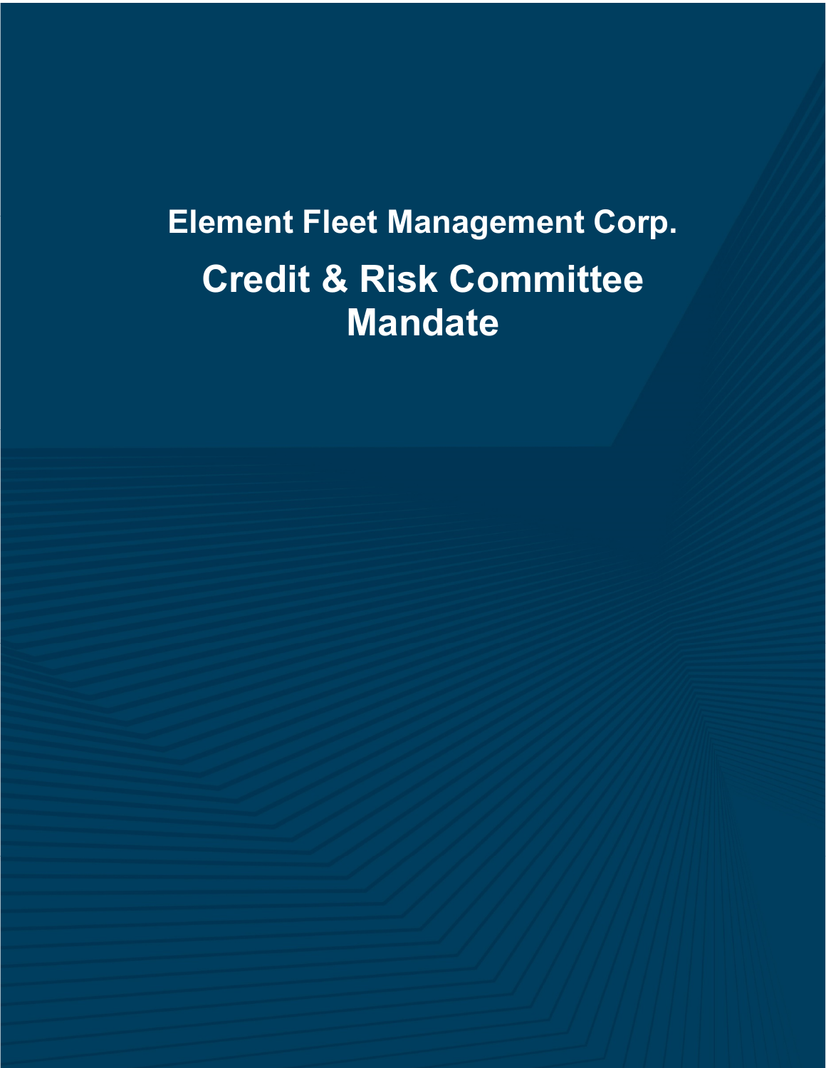# Element Fleet Management Corp.

# Credit & Risk Committee Mandate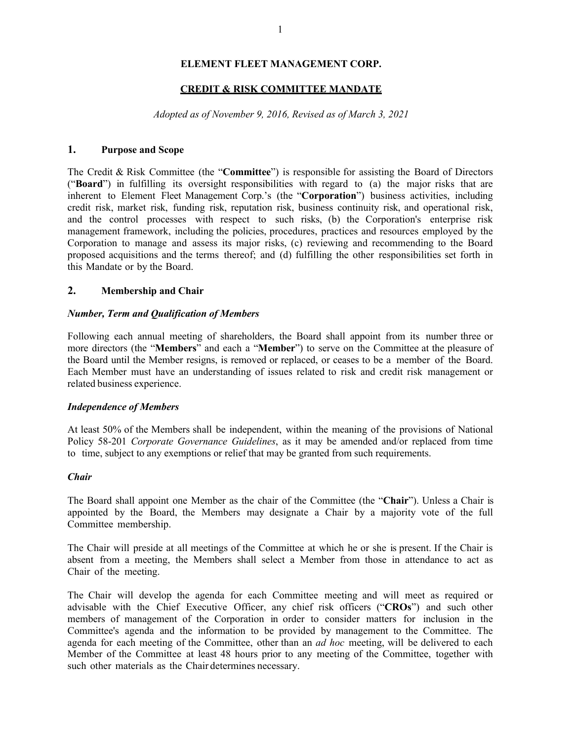# ELEMENT FLEET MANAGEMENT CORP.

## CREDIT & RISK COMMITTEE MANDATE

*Adopted as of November 9, 2016, Revised as of March 3, 2021*

## 1. Purpose and Scope

The Credit & Risk Committee (the "**Committee**") is responsible for assisting the Board of Directors ("**Board**") in fulfilling its oversight responsibilities with regard to (a) the major risks that are inherent to Element Fleet Management Corp.'s (the "**Corporation**") business activities, including credit risk, market risk, funding risk, reputation risk, business continuity risk, and operational risk, and the control processes with respect to such risks, (b) the Corporation's enterprise risk management framework, including the policies, procedures, practices and resources employed by the Corporation to manage and assess its major risks, (c) reviewing and recommending to the Board proposed acquisitions and the terms thereof; and (d) fulfilling the other responsibilities set forth in this Mandate or by the Board.

## 2. Membership and Chair

### *Number, Term and Qualification of Members*

Following each annual meeting of shareholders, the Board shall appoint from its number three or more directors (the "**Members**" and each a "**Member**") to serve on the Committee at the pleasure of the Board until the Member resigns, is removed or replaced, or ceases to be a member of the Board. Each Member must have an understanding of issues related to risk and credit risk management or related business experience.

### *Independence of Members*

At least 50% of the Members shall be independent, within the meaning of the provisions of National Policy 58-201 *Corporate Governance Guidelines*, as it may be amended and/or replaced from time to time, subject to any exemptions or relief that may be granted from such requirements.

### *Chair*

The Board shall appoint one Member as the chair of the Committee (the "**Chair**"). Unless a Chair is appointed by the Board, the Members may designate a Chair by a majority vote of the full Committee membership.

The Chair will preside at all meetings of the Committee at which he or she is present. If the Chair is absent from a meeting, the Members shall select a Member from those in attendance to act as Chair of the meeting.

The Chair will develop the agenda for each Committee meeting and will meet as required or advisable with the Chief Executive Officer, any chief risk officers ("**CROs**") and such other members of management of the Corporation in order to consider matters for inclusion in the Committee's agenda and the information to be provided by management to the Committee. The agenda for each meeting of the Committee, other than an *ad hoc* meeting, will be delivered to each Member of the Committee at least 48 hours prior to any meeting of the Committee, together with such other materials as the Chair determines necessary.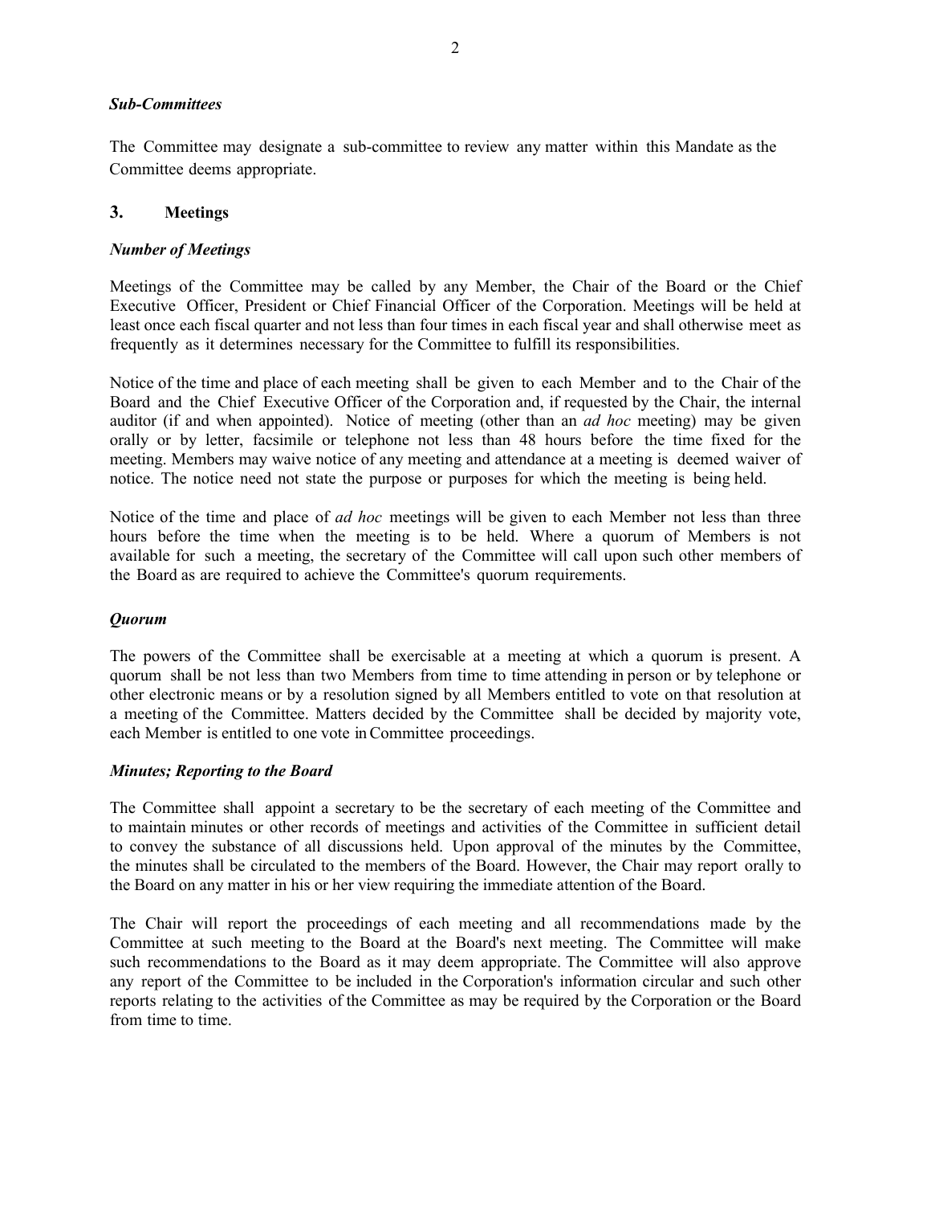### *Sub-Committees*

The Committee may designate a sub-committee to review any matter within this Mandate as the Committee deems appropriate.

## 3. Meetings

### *Number of Meetings*

Meetings of the Committee may be called by any Member, the Chair of the Board or the Chief Executive Officer, President or Chief Financial Officer of the Corporation. Meetings will be held at least once each fiscal quarter and not less than four times in each fiscal year and shall otherwise meet as frequently as it determines necessary for the Committee to fulfill its responsibilities.

Notice of the time and place of each meeting shall be given to each Member and to the Chair of the Board and the Chief Executive Officer of the Corporation and, if requested by the Chair, the internal auditor (if and when appointed). Notice of meeting (other than an *ad hoc* meeting) may be given orally or by letter, facsimile or telephone not less than 48 hours before the time fixed for the meeting. Members may waive notice of any meeting and attendance at a meeting is deemed waiver of notice. The notice need not state the purpose or purposes for which the meeting is being held.

Notice of the time and place of *ad hoc* meetings will be given to each Member not less than three hours before the time when the meeting is to be held. Where a quorum of Members is not available for such a meeting, the secretary of the Committee will call upon such other members of the Board as are required to achieve the Committee's quorum requirements.

### *Quorum*

The powers of the Committee shall be exercisable at a meeting at which a quorum is present. A quorum shall be not less than two Members from time to time attending in person or by telephone or other electronic means or by a resolution signed by all Members entitled to vote on that resolution at a meeting of the Committee. Matters decided by the Committee shall be decided by majority vote, each Member is entitled to one vote in Committee proceedings.

### *Minutes; Reporting to the Board*

The Committee shall appoint a secretary to be the secretary of each meeting of the Committee and to maintain minutes or other records of meetings and activities of the Committee in sufficient detail to convey the substance of all discussions held. Upon approval of the minutes by the Committee, the minutes shall be circulated to the members of the Board. However, the Chair may report orally to the Board on any matter in his or her view requiring the immediate attention of the Board.

The Chair will report the proceedings of each meeting and all recommendations made by the Committee at such meeting to the Board at the Board's next meeting. The Committee will make such recommendations to the Board as it may deem appropriate. The Committee will also approve any report of the Committee to be included in the Corporation's information circular and such other reports relating to the activities of the Committee as may be required by the Corporation or the Board from time to time.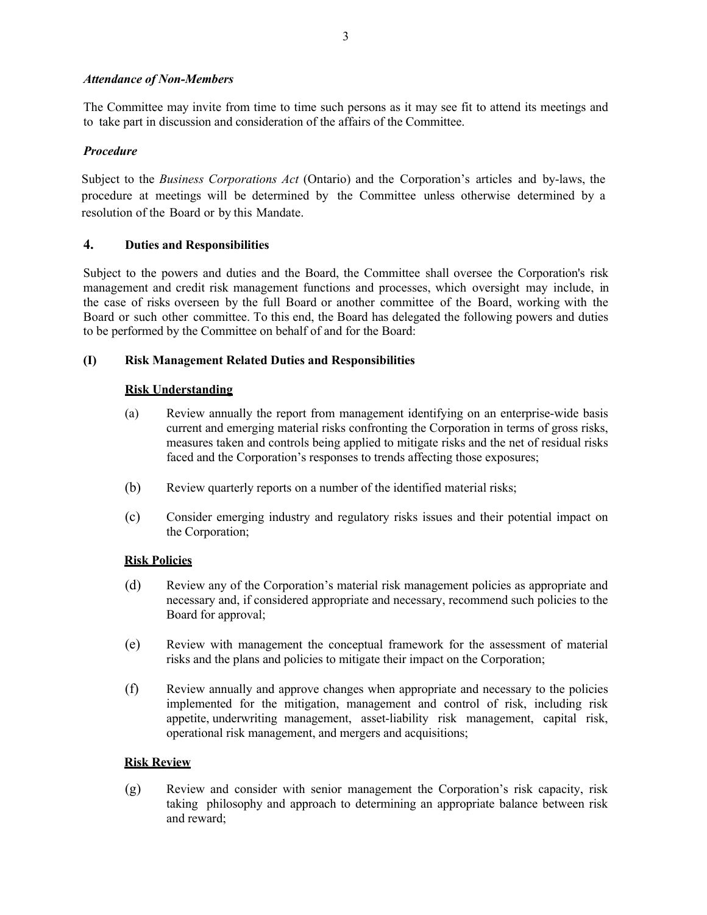*Attendance of Non-Members*

The Committee may invite from time to time such persons as it may see fit to attend its meetings and to take part in discussion and consideration of the affairs of the Committee.

*Procedure*

Subject to the *Business Corporations Act* (Ontario) and the Corporation's articles and by-laws, the procedure at meetings will be determined by the Committee unless otherwise determined by a resolution of the Board or by this Mandate.

## 4. Duties and Responsibilities

Subject to the powers and duties and the Board, the Committee shall oversee the Corporation's risk management and credit risk management functions and processes, which oversight may include, in the case of risks overseen by the full Board or another committee of the Board, working with the Board or such other committee. To this end, the Board has delegated the following powers and duties to be performed by the Committee on behalf of and for the Board:

### (I) Risk Management Related Duties and Responsibilities

**Risk Understanding**

(a) Review annually the report from management identifying on an enterprise-wide basis current and emerging material risks confronting the Corporation in terms of gross risks, measures taken and controls being applied to mitigate risks and the net of residual risks faced and the Corporation's responses to trends affecting those exposures;

(b) Review quarterly reports on a number of the identified material risks;

(c) Consider emerging industry and regulatory risks issues and their potential impact on the Corporation;

**Risk Policies**

(d) Review any of the Corporation's material risk management policies as appropriate and necessary and, if considered appropriate and necessary, recommend such policies to the Board for approval;

(e) Review with management the conceptual framework for the assessment of material risks and the plans and policies to mitigate their impact on the Corporation;

(f) Review annually and approve changes when appropriate and necessary to the policies implemented for the mitigation, management and control of risk, including risk appetite, underwriting management, asset-liability risk management, capital risk, operational risk management, and mergers and acquisitions;

**Risk Review**

(g) Review and consider with senior management the Corporation's risk capacity, risk taking philosophy and approach to determining an appropriate balance between risk and reward;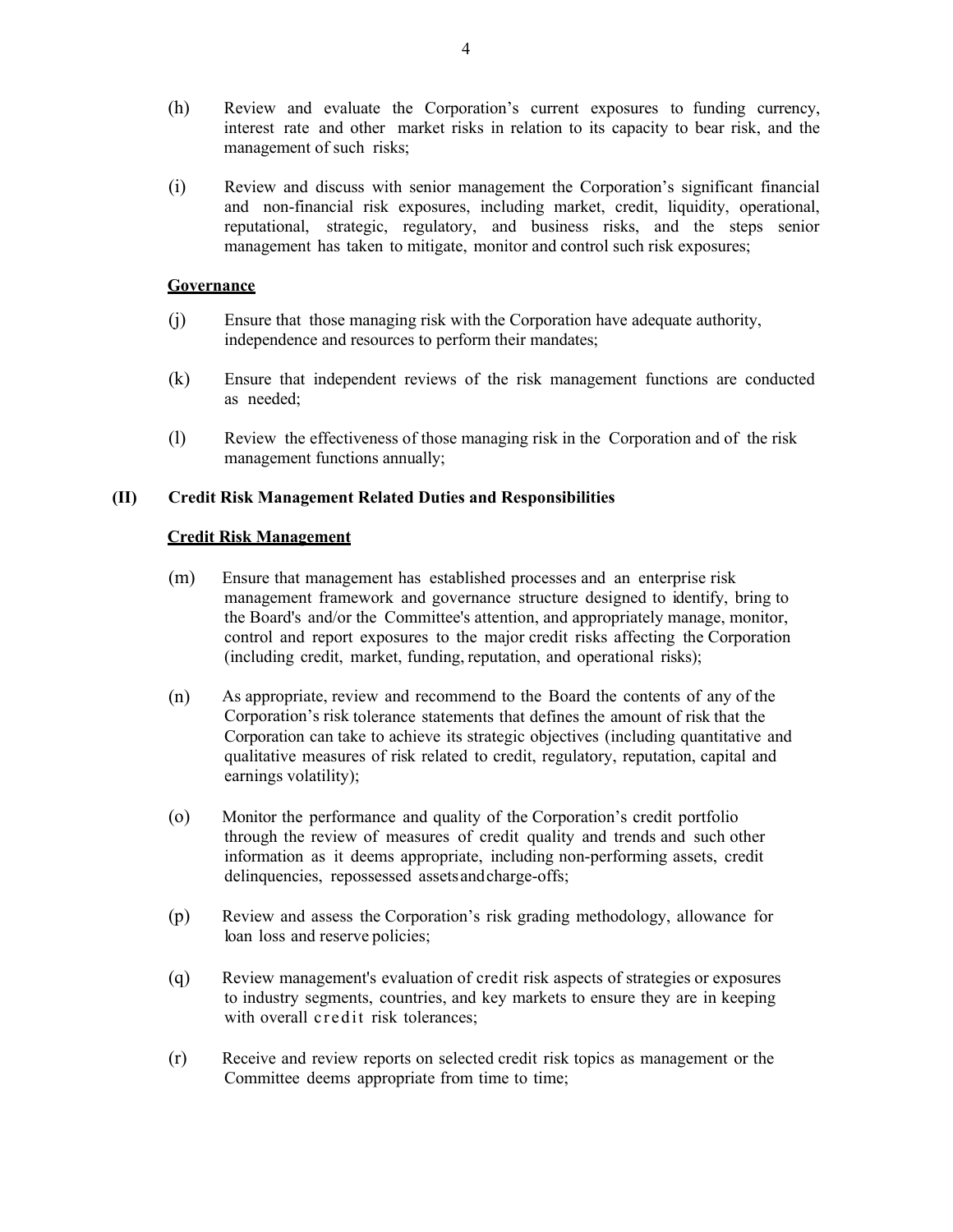(h) Review and evaluate the Corporation's current exposures to funding currency, interest rate and other market risks in relation to its capacity to bear risk, and the management of such risks;

(i) Review and discuss with senior management the Corporation's significant financial and non-financial risk exposures, including market, credit, liquidity, operational, reputational, strategic, regulatory, and business risks, and the steps senior management has taken to mitigate, monitor and control such risk exposures;

**Governance**

(j) Ensure that those managing risk with the Corporation have adequate authority, independence and resources to perform their mandates;

(k) Ensure that independent reviews of the risk management functions are conducted as needed;

(l) Review the effectiveness of those managing risk in the Corporation and of the risk management functions annually;

**(II) Credit Risk Management Related Duties and Responsibilities**

**Credit Risk Management**

(m) Ensure that management has established processes and an enterprise risk management framework and governance structure designed to identify, bring to the Board's and/or the Committee's attention, and appropriately manage, monitor, control and report exposures to the major credit risks affecting the Corporation (including credit, market, funding, reputation, and operational risks);

(n) As appropriate, review and recommend to the Board the contents of any of the Corporation's risk tolerance statements that defines the amount of risk that the Corporation can take to achieve its strategic objectives (including quantitative and qualitative measures of risk related to credit, regulatory, reputation, capital and earnings volatility);

(o) Monitor the performance and quality of the Corporation's credit portfolio through the review of measures of credit quality and trends and such other information as it deems appropriate, including non-performing assets, credit delinquencies, repossessed assets and charge-offs;

(p) Review and assess the Corporation's risk grading methodology, allowance for loan loss and reserve policies;

(q) Review management's evaluation of credit risk aspects of strategies or exposures to industry segments, countries, and key markets to ensure they are in keeping with overall credit risk tolerances;

(r) Receive and review reports on selected credit risk topics as management or the Committee deems appropriate from time to time;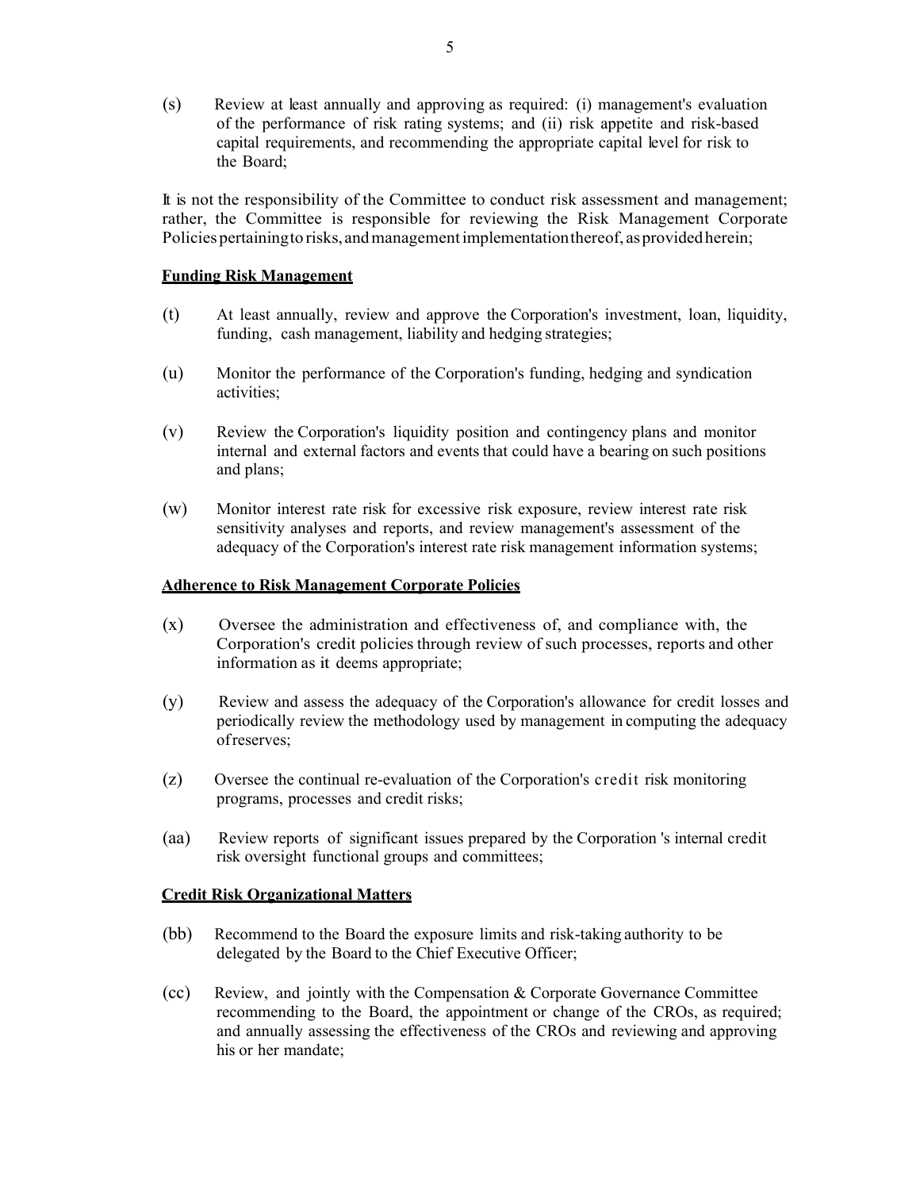(s) Review at least annually and approving as required: (i) management's evaluation of the performance of risk rating systems; and (ii) risk appetite and risk-based capital requirements, and recommending the appropriate capital level for risk to the Board;

It is not the responsibility of the Committee to conduct risk assessment and management; rather, the Committee is responsible for reviewing the Risk Management Corporate Policies pertaining to risks, and management implementation thereof, as provided herein;

**Funding Risk Management**

(t) At least annually, review and approve the Corporation's investment, loan, liquidity, funding, cash management, liability and hedging strategies;

(u) Monitor the performance of the Corporation's funding, hedging and syndication activities;

(v) Review the Corporation's liquidity position and contingency plans and monitor internal and external factors and events that could have a bearing on such positions and plans;

(w) Monitor interest rate risk for excessive risk exposure, review interest rate risk sensitivity analyses and reports, and review management's assessment of the adequacy of the Corporation's interest rate risk management information systems;

**Adherence to Risk Management Corporate Policies**

(x) Oversee the administration and effectiveness of, and compliance with, the Corporation's credit policies through review of such processes, reports and other information as it deems appropriate;

(y) Review and assess the adequacy of the Corporation's allowance for credit losses and periodically review the methodology used by management in computing the adequacy of reserves;

(z) Oversee the continual re-evaluation of the Corporation's credit risk monitoring programs, processes and credit risks;

(aa) Review reports of significant issues prepared by the Corporation 's internal credit risk oversight functional groups and committees;

**Credit Risk Organizational Matters**

(bb) Recommend to the Board the exposure limits and risk-taking authority to be delegated by the Board to the Chief Executive Officer;

(cc) Review, and jointly with the Compensation & Corporate Governance Committee recommending to the Board, the appointment or change of the CROs, as required; and annually assessing the effectiveness of the CROs and reviewing and approving his or her mandate;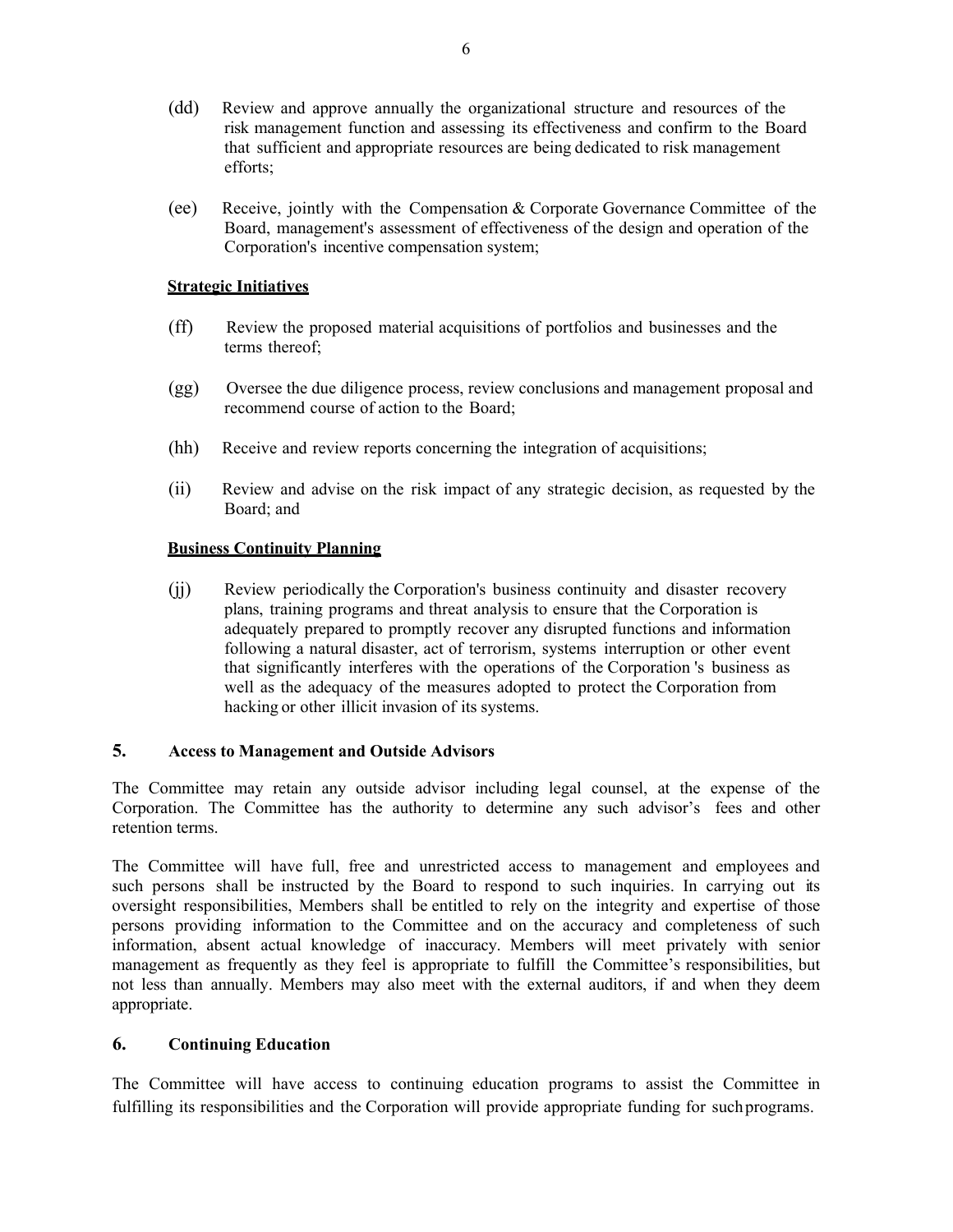(dd) Review and approve annually the organizational structure and resources of the risk management function and assessing its effectiveness and confirm to the Board that sufficient and appropriate resources are being dedicated to risk management efforts;

(ee) Receive, jointly with the Compensation & Corporate Governance Committee of the Board, management's assessment of effectiveness of the design and operation of the Corporation's incentive compensation system;

**Strategic Initiatives**

(ff) Review the proposed material acquisitions of portfolios and businesses and the terms thereof;

(gg) Oversee the due diligence process, review conclusions and management proposal and recommend course of action to the Board;

(hh) Receive and review reports concerning the integration of acquisitions;

(ii) Review and advise on the risk impact of any strategic decision, as requested by the Board; and

**Business Continuity Planning**

(jj) Review periodically the Corporation's business continuity and disaster recovery plans, training programs and threat analysis to ensure that the Corporation is adequately prepared to promptly recover any disrupted functions and information following a natural disaster, act of terrorism, systems interruption or other event that significantly interferes with the operations of the Corporation 's business as well as the adequacy of the measures adopted to protect the Corporation from hacking or other illicit invasion of its systems.

## 5. Access to Management and Outside Advisors

The Committee may retain any outside advisor including legal counsel, at the expense of the Corporation. The Committee has the authority to determine any such advisor's fees and other retention terms.

The Committee will have full, free and unrestricted access to management and employees and such persons shall be instructed by the Board to respond to such inquiries. In carrying out its oversight responsibilities, Members shall be entitled to rely on the integrity and expertise of those persons providing information to the Committee and on the accuracy and completeness of such information, absent actual knowledge of inaccuracy. Members will meet privately with senior management as frequently as they feel is appropriate to fulfill the Committee's responsibilities, but not less than annually. Members may also meet with the external auditors, if and when they deem appropriate.

## 6. Continuing Education

The Committee will have access to continuing education programs to assist the Committee in fulfilling its responsibilities and the Corporation will provide appropriate funding for such programs.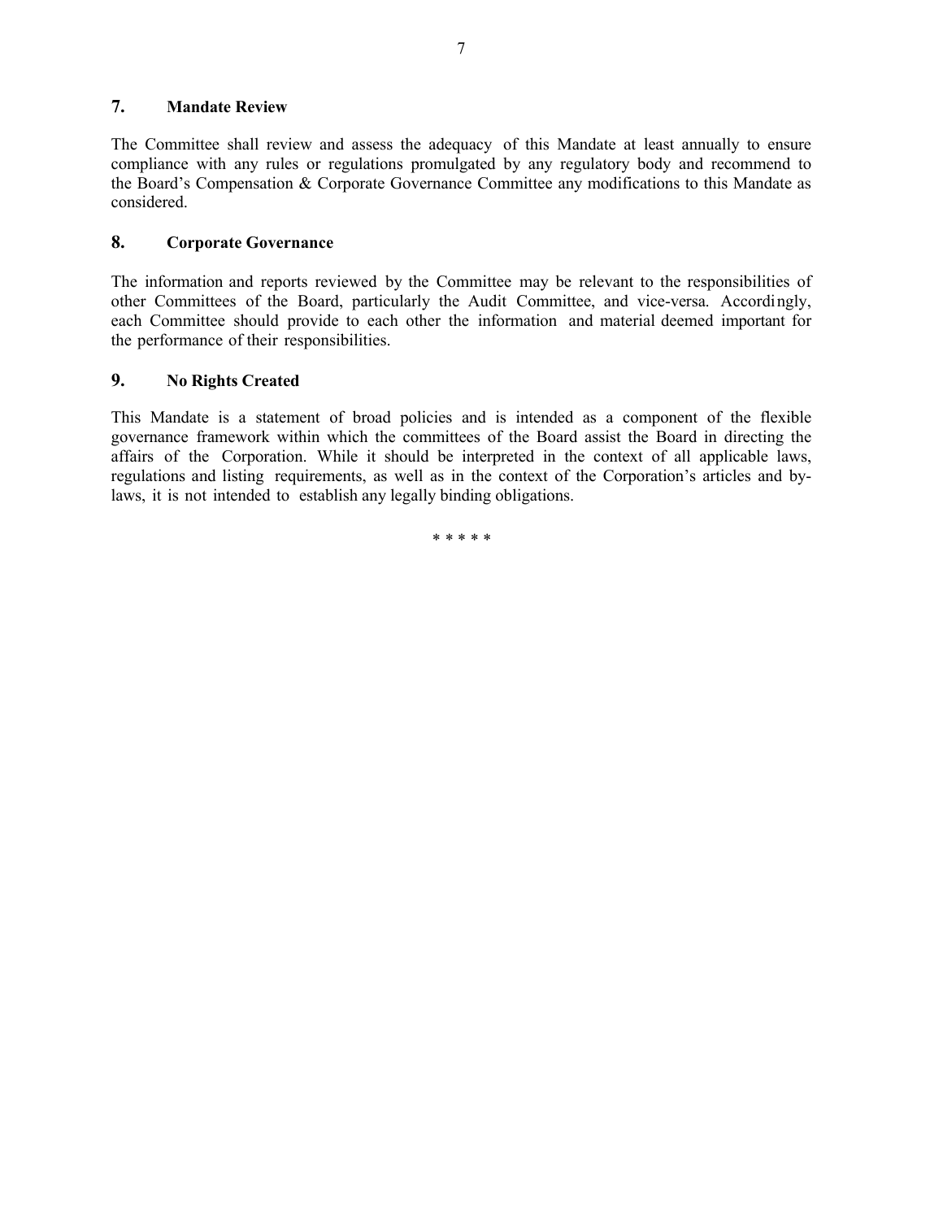## 7. Mandate Review

The Committee shall review and assess the adequacy of this Mandate at least annually to ensure compliance with any rules or regulations promulgated by any regulatory body and recommend to the Board's Compensation & Corporate Governance Committee any modifications to this Mandate as considered.

## 8. Corporate Governance

The information and reports reviewed by the Committee may be relevant to the responsibilities of other Committees of the Board, particularly the Audit Committee, and vice-versa. Accordingly, each Committee should provide to each other the information and material deemed important for the performance of their responsibilities.

## 9. No Rights Created

This Mandate is a statement of broad policies and is intended as a component of the flexible governance framework within which the committees of the Board assist the Board in directing the affairs of the Corporation. While it should be interpreted in the context of all applicable laws, regulations and listing requirements, as well as in the context of the Corporation's articles and by-laws, it is not intended to establish any legally binding obligations.

\* \* \* \* \*